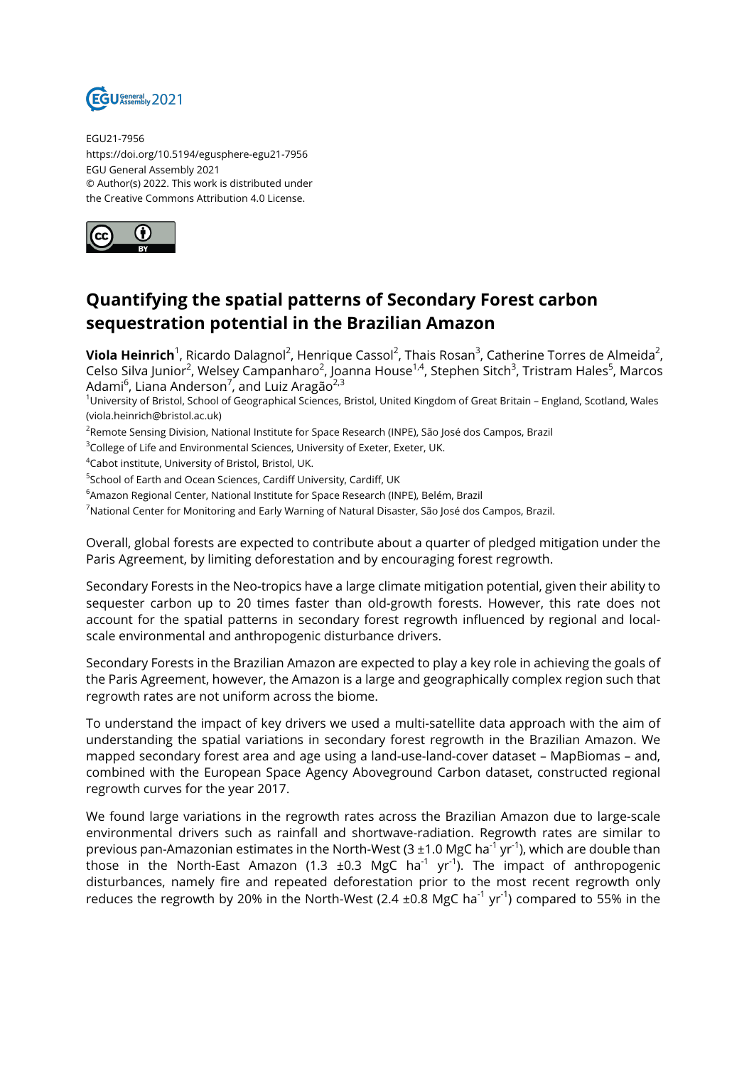EGU21-7956
https://doi.org/10.5194/egusphere-egu21-7956
EGU General Assembly 2021
© Author(s) 2022. This work is distributed under
the Creative Commons Attribution 4.0 License.

# Quantifying the spatial patterns of Secondary Forest carbon sequestration potential in the Brazilian Amazon

**Viola Heinrich**[1], Ricardo Dalagnol[2], Henrique Cassol[2], Thais Rosan[3], Catherine Torres de Almeida[2], Celso Silva Junior[2], Welsey Campanharo[2], Joanna House[1,4], Stephen Sitch[3], Tristram Hales[5], Marcos Adami[6], Liana Anderson[7], and Luiz Aragão[2,3]

[1]University of Bristol, School of Geographical Sciences, Bristol, United Kingdom of Great Britain – England, Scotland, Wales (viola.heinrich@bristol.ac.uk)

[2]Remote Sensing Division, National Institute for Space Research (INPE), São José dos Campos, Brazil

[3]College of Life and Environmental Sciences, University of Exeter, Exeter, UK.

[4]Cabot institute, University of Bristol, Bristol, UK.

[5]School of Earth and Ocean Sciences, Cardiff University, Cardiff, UK

[6]Amazon Regional Center, National Institute for Space Research (INPE), Belém, Brazil

[7]National Center for Monitoring and Early Warning of Natural Disaster, São José dos Campos, Brazil.

Overall, global forests are expected to contribute about a quarter of pledged mitigation under the Paris Agreement, by limiting deforestation and by encouraging forest regrowth.

Secondary Forests in the Neo-tropics have a large climate mitigation potential, given their ability to sequester carbon up to 20 times faster than old-growth forests. However, this rate does not account for the spatial patterns in secondary forest regrowth influenced by regional and local-scale environmental and anthropogenic disturbance drivers.

Secondary Forests in the Brazilian Amazon are expected to play a key role in achieving the goals of the Paris Agreement, however, the Amazon is a large and geographically complex region such that regrowth rates are not uniform across the biome.

To understand the impact of key drivers we used a multi-satellite data approach with the aim of understanding the spatial variations in secondary forest regrowth in the Brazilian Amazon. We mapped secondary forest area and age using a land-use-land-cover dataset – MapBiomas – and, combined with the European Space Agency Aboveground Carbon dataset, constructed regional regrowth curves for the year 2017.

We found large variations in the regrowth rates across the Brazilian Amazon due to large-scale environmental drivers such as rainfall and shortwave-radiation. Regrowth rates are similar to previous pan-Amazonian estimates in the North-West (3 ±1.0 MgC $ha^{-1}$ $yr^{-1}$), which are double than those in the North-East Amazon (1.3 ±0.3 MgC $ha^{-1}$ $yr^{-1}$). The impact of anthropogenic disturbances, namely fire and repeated deforestation prior to the most recent regrowth only reduces the regrowth by 20% in the North-West (2.4 ±0.8 MgC $ha^{-1}$ $yr^{-1}$) compared to 55% in the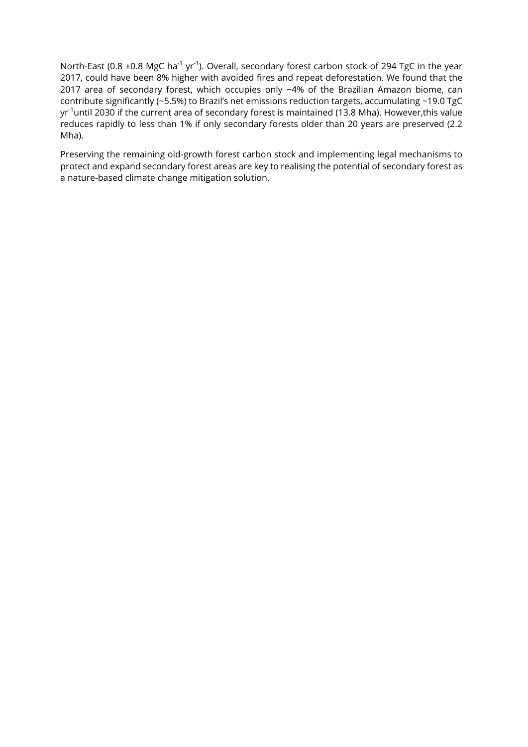North-East (0.8 ±0.8 MgC $ha^{-1}$ $yr^{-1}$). Overall, secondary forest carbon stock of 294 TgC in the year 2017, could have been 8% higher with avoided fires and repeat deforestation. We found that the 2017 area of secondary forest, which occupies only ~4% of the Brazilian Amazon biome, can contribute significantly (~5.5%) to Brazil's net emissions reduction targets, accumulating ~19.0 TgC $yr^{-1}$until 2030 if the current area of secondary forest is maintained (13.8 Mha). However,this value reduces rapidly to less than 1% if only secondary forests older than 20 years are preserved (2.2 Mha).

Preserving the remaining old-growth forest carbon stock and implementing legal mechanisms to protect and expand secondary forest areas are key to realising the potential of secondary forest as a nature-based climate change mitigation solution.